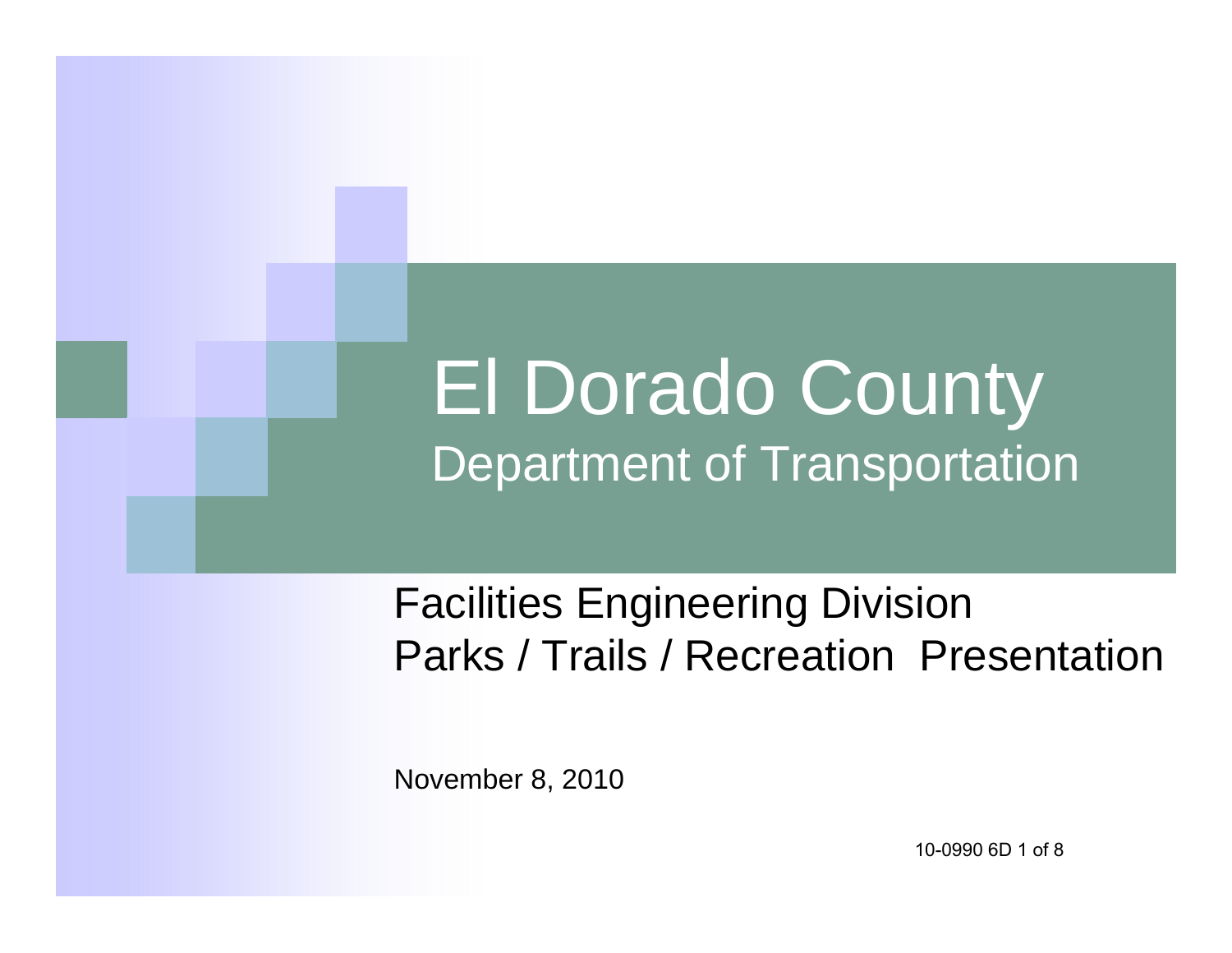# El Dorado County

## Department of Transportation

Facilities Engineering Division
Parks / Trails / Recreation Presentation

November 8, 2010

10-0990 6D 1 of 8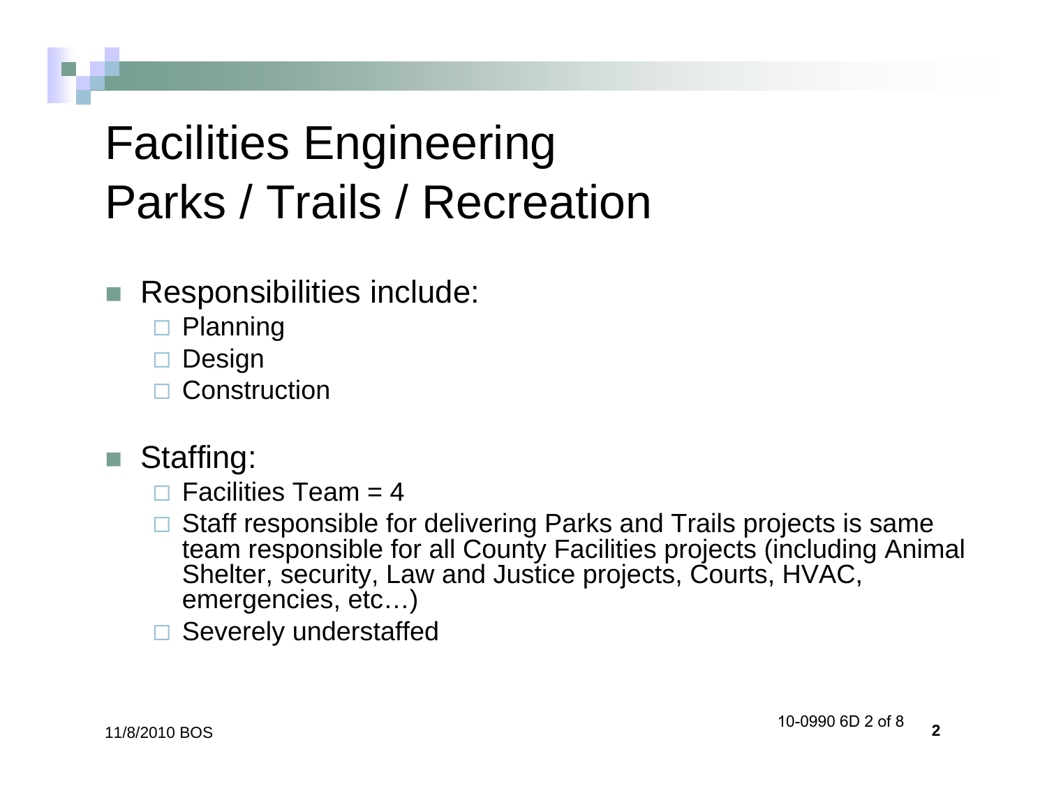# Facilities Engineering
# Parks / Trails / Recreation

- Responsibilities include:
  - Planning
  - Design
  - Construction

- Staffing:
  - Facilities Team = 4
  - Staff responsible for delivering Parks and Trails projects is same team responsible for all County Facilities projects (including Animal Shelter, security, Law and Justice projects, Courts, HVAC, emergencies, etc…)
  - Severely understaffed

11/8/2010 BOS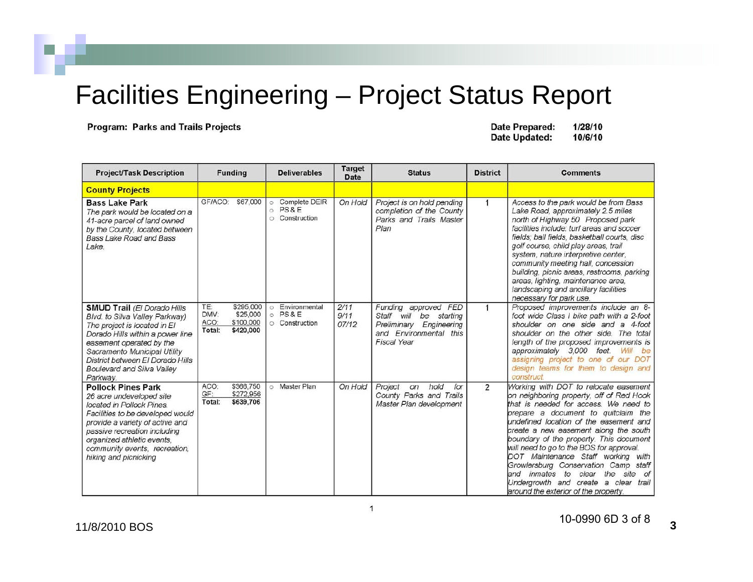# Facilities Engineering – Project Status Report

**Program: Parks and Trails Projects**

**Date Prepared:** 1/28/10
**Date Updated:** 10/6/10

| Project/Task Description | Funding | Deliverables | Target Date | Status | District | Comments |
|---|---|---|---|---|---|---|
| **County Projects** | | | | | | |
| **Bass Lake Park** *The park would be located on a 41-acre parcel of land owned by the County, located between Bass Lake Road and Bass Lake.* | GF/ACO: $67,000 | ○ Complete DEIR ○ PS & E ○ Construction | *On Hold* | *Project is on hold pending completion of the County Parks and Trails Master Plan* | 1 | *Access to the park would be from Bass Lake Road, approximately 2.5 miles north of Highway 50. Proposed park facilities include: turf areas and soccer fields; ball fields, basketball courts, disc golf course, child play areas, trail system, nature interpretive center, community meeting hall, concession building, picnic areas, restrooms, parking areas, lighting, maintenance area, landscaping and ancillary facilities necessary for park use.* |
| **SMUD Trail** *(El Dorado Hills Blvd. to Silva Valley Parkway) The project is located in El Dorado Hills within a power line easement operated by the Sacramento Municipal Utility District between El Dorado Hills Boulevard and Silva Valley Parkway.* | TE: $295,000 DMV: $25,000 ACO: $100,000 **Total: $420,000** | ○ Environmental ○ PS & E ○ Construction | *2/11 9/11 07/12* | *Funding approved FED Staff will be starting Preliminary Engineering and Environmental this Fiscal Year* | 1 | *Proposed improvements include an 8-foot wide Class I bike path with a 2-foot shoulder on one side and a 4-foot shoulder on the other side. The total length of the proposed improvements is approximately 3,000 feet. Will be assigning project to one of our DOT design teams for them to design and construct.* |
| **Pollock Pines Park** *26 acre undeveloped site located in Pollock Pines. Facilities to be developed would provide a variety of active and passive recreation including organized athletic events, community events, recreation, hiking and picnicking* | ACO: $366,750 GF: $272,956 **Total: $639,706** | ○ Master Plan | *On Hold* | *Project on hold for County Parks and Trails Master Plan development* | 2 | *Working with DOT to relocate easement on neighboring property, off of Red Hook that is needed for access. We need to prepare a document to quitclaim the undefined location of the easement and create a new easement along the south boundary of the property. This document will need to go to the BOS for approval. DOT Maintenance Staff working with Growlersburg Conservation Camp staff and inmates to clear the site of Undergrowth and create a clear trail around the exterior of the property.* |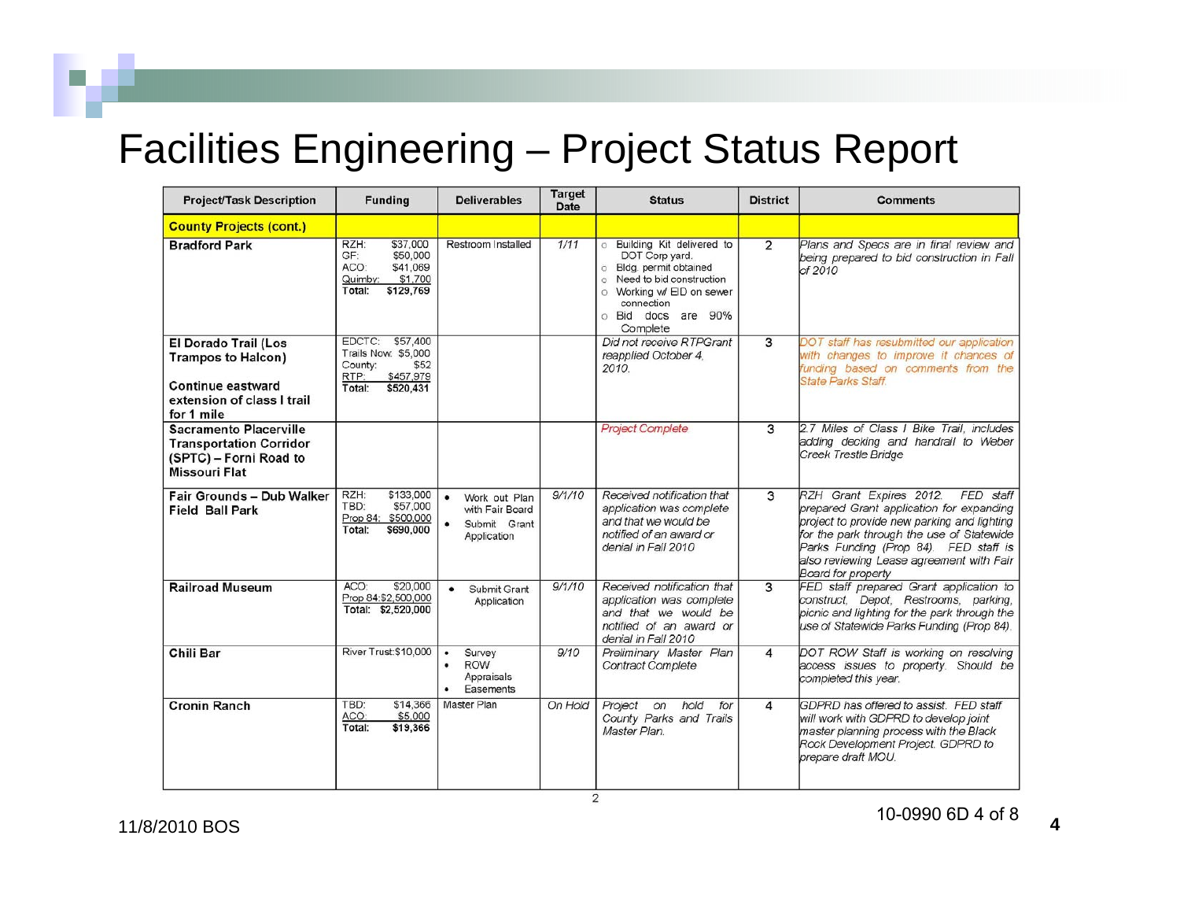# Facilities Engineering – Project Status Report

| Project/Task Description | Funding | Deliverables | Target Date | Status | District | Comments |
|---|---|---|---|---|---|---|
| **County Projects (cont.)** | | | | | | |
| **Bradford Park** | RZH: $37,000<br>GF: $50,000<br>ACO: $41,069<br>Quimby: $1,700<br>Total: $129,769 | Restroom Installed | 1/11 | ○ Building Kit delivered to DOT Corp yard.<br>○ Bldg. permit obtained<br>○ Need to bid construction<br>○ Working w/ EID on sewer connection<br>○ Bid docs are 90% Complete | 2 | *Plans and Specs are in final review and being prepared to bid construction in Fall of 2010* |
| **El Dorado Trail (Los Trampos to Halcon)**<br><br>**Continue eastward extension of class I trail for 1 mile** | EDCTC: $57,400<br>Trails Now: $5,000<br>County: $52<br>RTP: $457,979<br>Total: $520,431 | | | *Did not receive RTPGrant reapplied October 4, 2010.* | 3 | *DOT staff has resubmitted our application with changes to improve it chances of funding based on comments from the State Parks Staff.* |
| **Sacramento Placerville Transportation Corridor (SPTC) – Forni Road to Missouri Flat** | | | | *Project Complete* | 3 | *2.7 Miles of Class I Bike Trail, includes adding decking and handrail to Weber Creek Trestle Bridge* |
| **Fair Grounds – Dub Walker Field Ball Park** | RZH: $133,000<br>TBD: $57,000<br>Prop 84: $500,000<br>Total: $690,000 | • Work out Plan with Fair Board<br>• Submit Grant Application | 9/1/10 | *Received notification that application was complete and that we would be notified of an award or denial in Fall 2010* | 3 | *RZH Grant Expires 2012. FED staff prepared Grant application for expanding project to provide new parking and lighting for the park through the use of Statewide Parks Funding (Prop 84). FED staff is also reviewing Lease agreement with Fair Board for property* |
| **Railroad Museum** | ACO: $20,000<br>Prop 84: $2,500,000<br>Total: $2,520,000 | • Submit Grant Application | 9/1/10 | *Received notification that application was complete and that we would be notified of an award or denial in Fall 2010* | 3 | *FED staff prepared Grant application to construct, Depot, Restrooms, parking, picnic and lighting for the park through the use of Statewide Parks Funding (Prop 84).* |
| **Chili Bar** | River Trust: $10,000 | • Survey<br>• ROW Appraisals<br>• Easements | 9/10 | *Preliminary Master Plan Contract Complete* | 4 | *DOT ROW Staff is working on resolving access issues to property. Should be completed this year.* |
| **Cronin Ranch** | TBD: $14,366<br>ACO: $5,000<br>Total: $19,366 | Master Plan | On Hold | *Project on hold for County Parks and Trails Master Plan.* | 4 | *GDPRD has offered to assist. FED staff will work with GDPRD to develop joint master planning process with the Black Rock Development Project. GDPRD to prepare draft MOU.* |

11/8/2010 BOS

10-0990 6D 4 of 8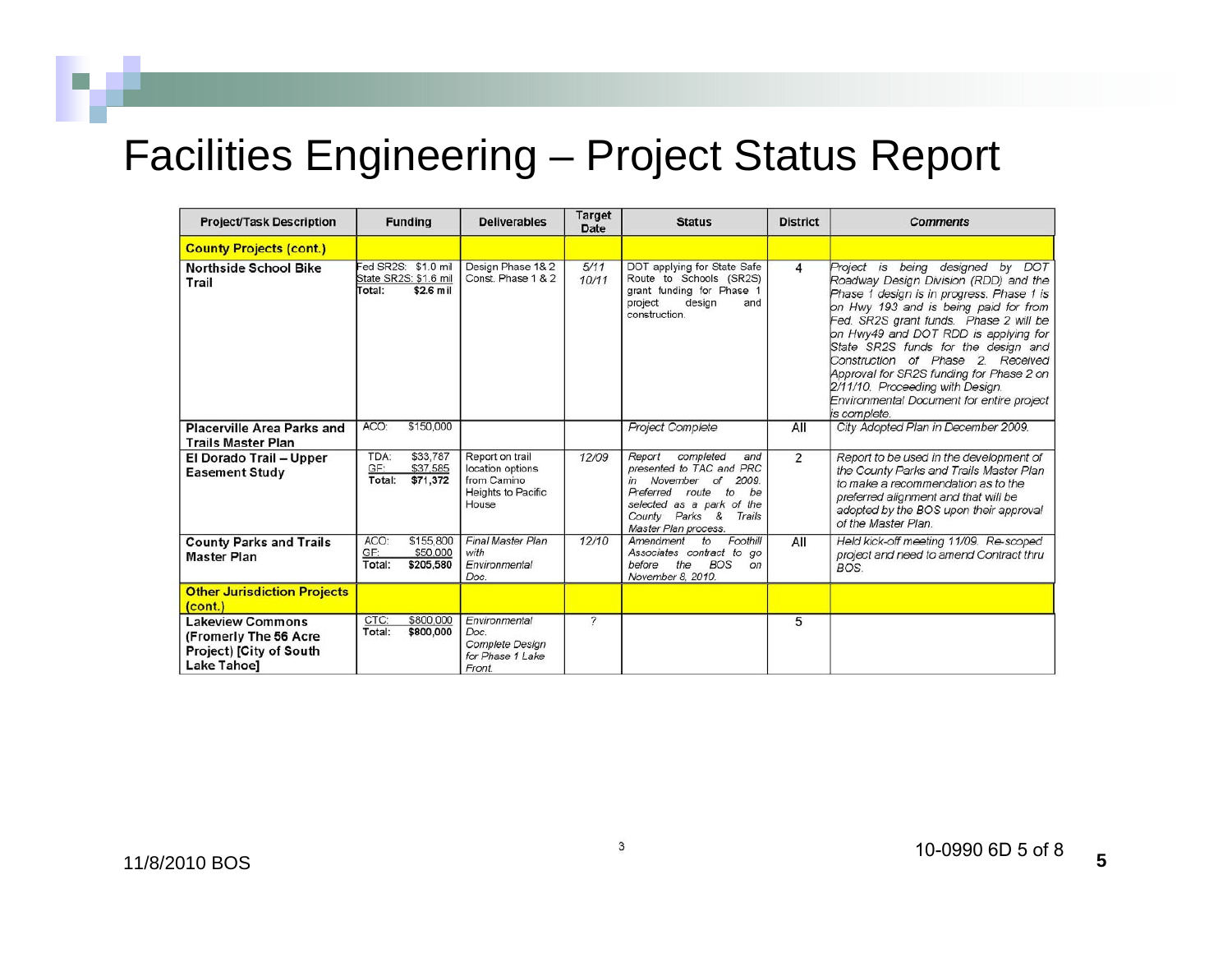# Facilities Engineering – Project Status Report

| Project/Task Description | Funding | Deliverables | Target Date | Status | District | Comments |
|---|---|---|---|---|---|---|
| **County Projects (cont.)** | | | | | | |
| **Northside School Bike Trail** | Fed SR2S: $1.0 mil<br>State SR2S: $1.6 mil<br>Total: **$2.6 mil** | Design Phase 1& 2<br>Const. Phase 1 & 2 | 5/11<br>10/11 | DOT applying for State Safe Route to Schools (SR2S) grant funding for Phase 1 project design and construction. | 4 | *Project is being designed by DOT Roadway Design Division (RDD) and the Phase 1 design is in progress. Phase 1 is on Hwy 193 and is being paid for from Fed. SR2S grant funds. Phase 2 will be on Hwy49 and DOT RDD is applying for State SR2S funds for the design and Construction of Phase 2. Received Approval for SR2S funding for Phase 2 on 2/11/10. Proceeding with Design. Environmental Document for entire project is complete.* |
| **Placerville Area Parks and Trails Master Plan** | ACO: $150,000 | | | *Project Complete* | All | *City Adopted Plan in December 2009.* |
| **El Dorado Trail – Upper Easement Study** | TDA: $33,787<br>GF: $37,585<br>Total: **$71,372** | Report on trail location options from Camino Heights to Pacific House | *12/09* | *Report completed and presented to TAC and PRC in November of 2009. Preferred route to be selected as a park of the County Parks & Trails Master Plan process.* | 2 | *Report to be used in the development of the County Parks and Trails Master Plan to make a recommendation as to the preferred alignment and that will be adopted by the BOS upon their approval of the Master Plan.* |
| **County Parks and Trails Master Plan** | ACO: $155,800<br>GF: $50,000<br>Total: **$205,580** | *Final Master Plan with Environmental Doc.* | *12/10* | *Amendment to Foothill Associates contract to go before the BOS on November 8, 2010.* | All | *Held kick-off meeting 11/09. Re-scoped project and need to amend Contract thru BOS.* |
| **Other Jurisdiction Projects (cont.)** | | | | | | |
| **Lakeview Commons (Fromerly The 56 Acre Project) [City of South Lake Tahoe]** | CTC: $800,000<br>Total: **$800,000** | *Environmental Doc.*<br>*Complete Design for Phase 1 Lake Front.* | ? | | 5 | |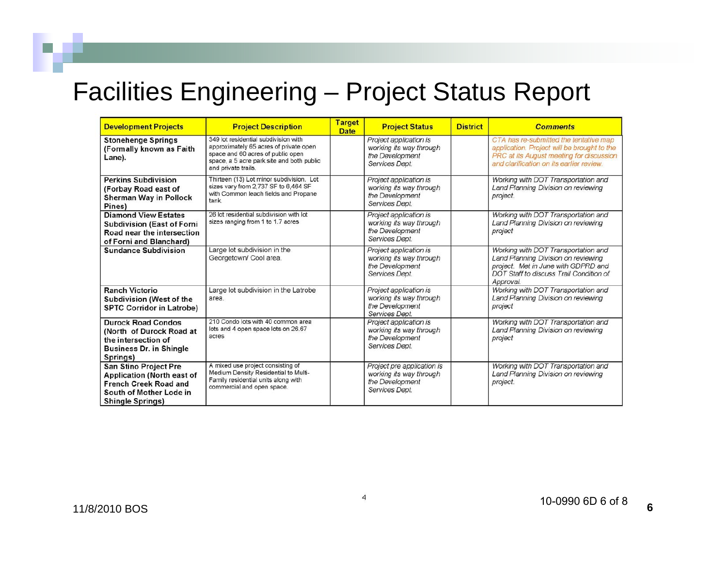# Facilities Engineering – Project Status Report

| Development Projects | Project Description | Target Date | Project Status | District | Comments |
|---|---|---|---|---|---|
| **Stonehenge Springs (Formally known as Faith Lane).** | 349 lot residential subdivision with approximately 65 acres of private open space and 60 acres of public open space, a 5 acre park site and both public and private trails. | | *Project application is working its way through the Development Services Dept.* | | *CTA has re-submitted the tentative map application. Project will be brought to the PRC at its August meeting for discussion and clarification on its earlier review.* |
| **Perkins Subdivision (Forbay Road east of Sherman Way in Pollock Pines)** | Thirteen (13) Lot minor subdivision. Lot sizes vary from 2,737 SF to 6,464 SF with Common leach fields and Propane tank. | | *Project application is working its way through the Development Services Dept.* | | *Working with DOT Transportation and Land Planning Division on reviewing project.* |
| **Diamond View Estates Subdivision (East of Forni Road near the intersection of Forni and Blanchard)** | 26 lot residential subdivision with lot sizes ranging from 1 to 1.7 acres | | *Project application is working its way through the Development Services Dept.* | | *Working with DOT Transportation and Land Planning Division on reviewing project* |
| **Sundance Subdivision** | Large lot subdivision in the Georgetown/ Cool area. | | *Project application is working its way through the Development Services Dept.* | | *Working with DOT Transportation and Land Planning Division on reviewing project. Met in June with GDPRD and DOT Staff to discuss Trail Condition of Approval.* |
| **Ranch Victorio Subdivision (West of the SPTC Corridor in Latrobe)** | Large lot subdivision in the Latrobe area. | | *Project application is working its way through the Development Services Dept.* | | *Working with DOT Transportation and Land Planning Division on reviewing project* |
| **Durock Road Condos (North of Durock Road at the intersection of Business Dr. in Shingle Springs)** | 210 Condo lots with 40 common area lots and 4 open space lots on 26.67 acres | | *Project application is working its way through the Development Services Dept.* | | *Working with DOT Transportation and Land Planning Division on reviewing project* |
| **San Stino Project Pre Application (North east of French Creek Road and South of Mother Lode in Shingle Springs)** | A mixed use project consisting of Medium Density Residential to Multi-Family residential units along with commercial and open space. | | *Project pre application is working its way through the Development Services Dept.* | | *Working with DOT Transportation and Land Planning Division on reviewing project.* |

11/8/2010 BOS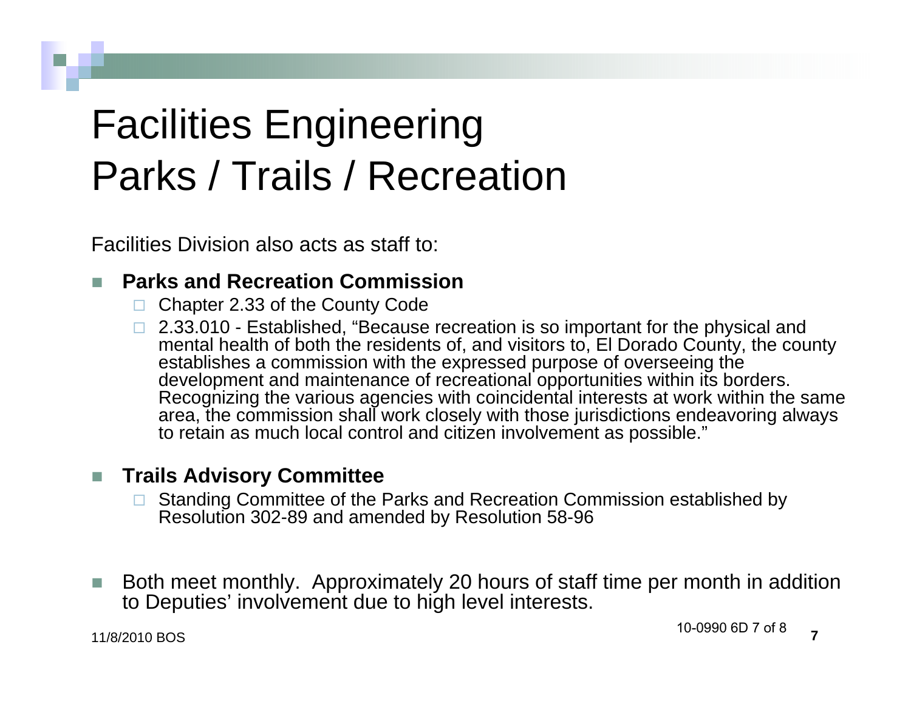# Facilities Engineering Parks / Trails / Recreation

Facilities Division also acts as staff to:

- **Parks and Recreation Commission**
  - Chapter 2.33 of the County Code
  - 2.33.010 - Established, "Because recreation is so important for the physical and mental health of both the residents of, and visitors to, El Dorado County, the county establishes a commission with the expressed purpose of overseeing the development and maintenance of recreational opportunities within its borders. Recognizing the various agencies with coincidental interests at work within the same area, the commission shall work closely with those jurisdictions endeavoring always to retain as much local control and citizen involvement as possible."

- **Trails Advisory Committee**
  - Standing Committee of the Parks and Recreation Commission established by Resolution 302-89 and amended by Resolution 58-96

- Both meet monthly. Approximately 20 hours of staff time per month in addition to Deputies' involvement due to high level interests.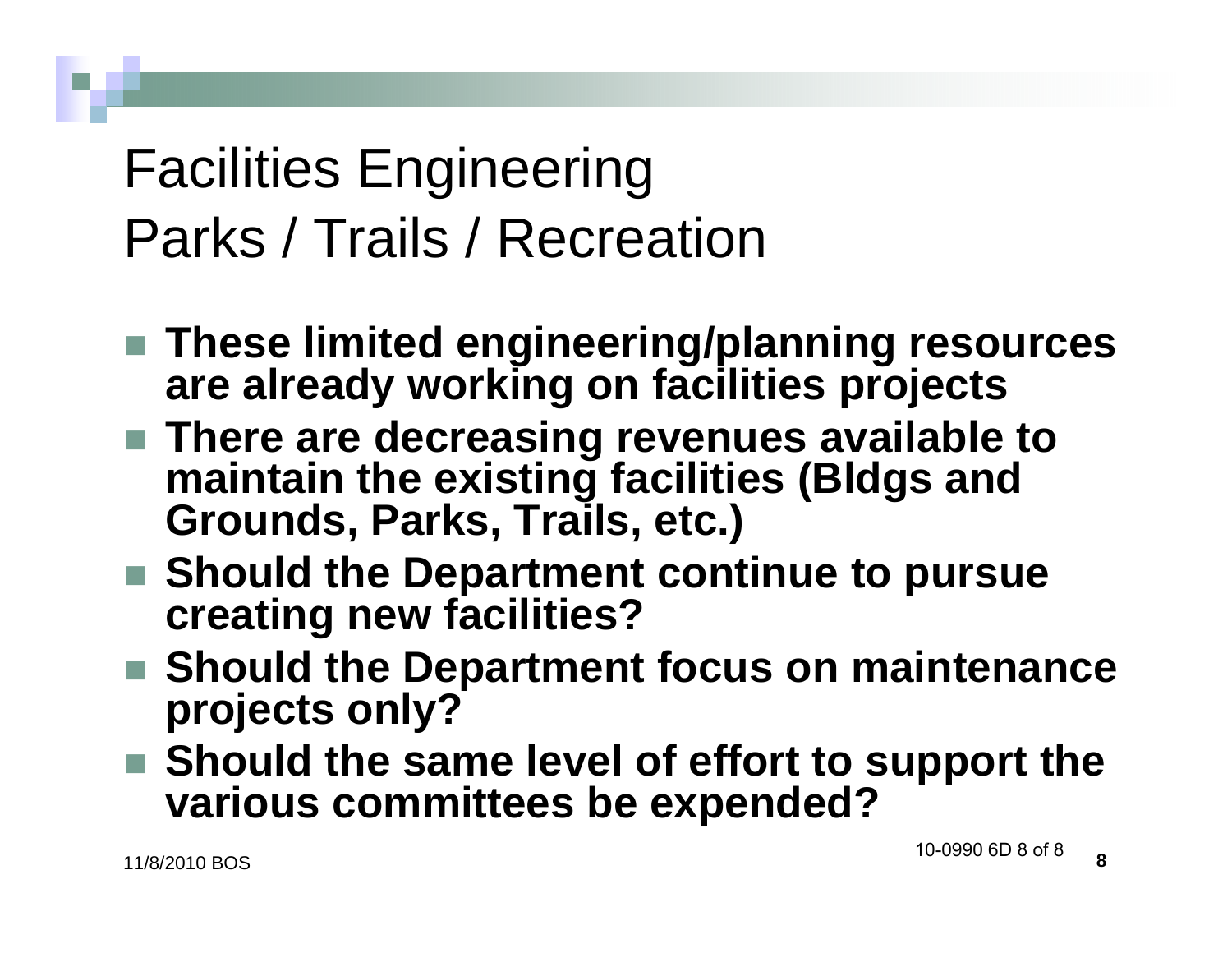# Facilities Engineering
# Parks / Trails / Recreation

- **These limited engineering/planning resources are already working on facilities projects**
- **There are decreasing revenues available to maintain the existing facilities (Bldgs and Grounds, Parks, Trails, etc.)**
- **Should the Department continue to pursue creating new facilities?**
- **Should the Department focus on maintenance projects only?**
- **Should the same level of effort to support the various committees be expended?**